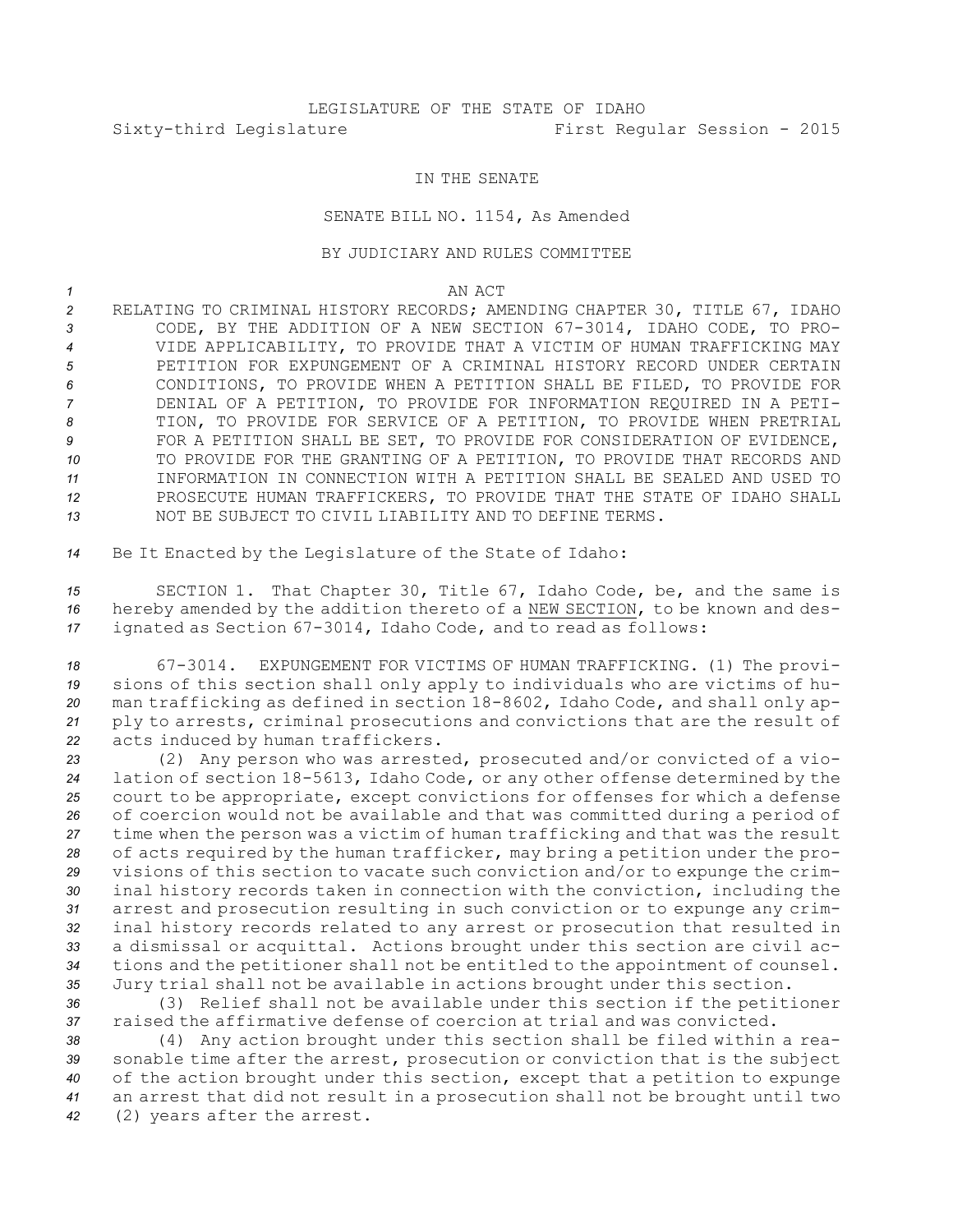LEGISLATURE OF THE STATE OF IDAHO

Sixty-third Legislature First Regular Session - 2015

IN THE SENATE

SENATE BILL NO. 1154, As Amended

BY JUDICIARY AND RULES COMMITTEE

AN ACT

RELATING TO CRIMINAL HISTORY RECORDS; AMENDING CHAPTER 30, TITLE 67, IDAHO CODE, BY THE ADDITION OF A NEW SECTION 67-3014, IDAHO CODE, TO PROVIDE APPLICABILITY, TO PROVIDE THAT A VICTIM OF HUMAN TRAFFICKING MAY PETITION FOR EXPUNGEMENT OF A CRIMINAL HISTORY RECORD UNDER CERTAIN CONDITIONS, TO PROVIDE WHEN A PETITION SHALL BE FILED, TO PROVIDE FOR DENIAL OF A PETITION, TO PROVIDE FOR INFORMATION REQUIRED IN A PETITION, TO PROVIDE FOR SERVICE OF A PETITION, TO PROVIDE WHEN PRETRIAL FOR A PETITION SHALL BE SET, TO PROVIDE FOR CONSIDERATION OF EVIDENCE, TO PROVIDE FOR THE GRANTING OF A PETITION, TO PROVIDE THAT RECORDS AND INFORMATION IN CONNECTION WITH A PETITION SHALL BE SEALED AND USED TO PROSECUTE HUMAN TRAFFICKERS, TO PROVIDE THAT THE STATE OF IDAHO SHALL NOT BE SUBJECT TO CIVIL LIABILITY AND TO DEFINE TERMS.

Be It Enacted by the Legislature of the State of Idaho:

SECTION 1. That Chapter 30, Title 67, Idaho Code, be, and the same is hereby amended by the addition thereto of a NEW SECTION, to be known and designated as Section 67-3014, Idaho Code, and to read as follows:

67-3014. EXPUNGEMENT FOR VICTIMS OF HUMAN TRAFFICKING. (1) The provisions of this section shall only apply to individuals who are victims of human trafficking as defined in section 18-8602, Idaho Code, and shall only apply to arrests, criminal prosecutions and convictions that are the result of acts induced by human traffickers.

(2) Any person who was arrested, prosecuted and/or convicted of a violation of section 18-5613, Idaho Code, or any other offense determined by the court to be appropriate, except convictions for offenses for which a defense of coercion would not be available and that was committed during a period of time when the person was a victim of human trafficking and that was the result of acts required by the human trafficker, may bring a petition under the provisions of this section to vacate such conviction and/or to expunge the criminal history records taken in connection with the conviction, including the arrest and prosecution resulting in such conviction or to expunge any criminal history records related to any arrest or prosecution that resulted in a dismissal or acquittal. Actions brought under this section are civil actions and the petitioner shall not be entitled to the appointment of counsel. Jury trial shall not be available in actions brought under this section.

(3) Relief shall not be available under this section if the petitioner raised the affirmative defense of coercion at trial and was convicted.

(4) Any action brought under this section shall be filed within a reasonable time after the arrest, prosecution or conviction that is the subject of the action brought under this section, except that a petition to expunge an arrest that did not result in a prosecution shall not be brought until two (2) years after the arrest.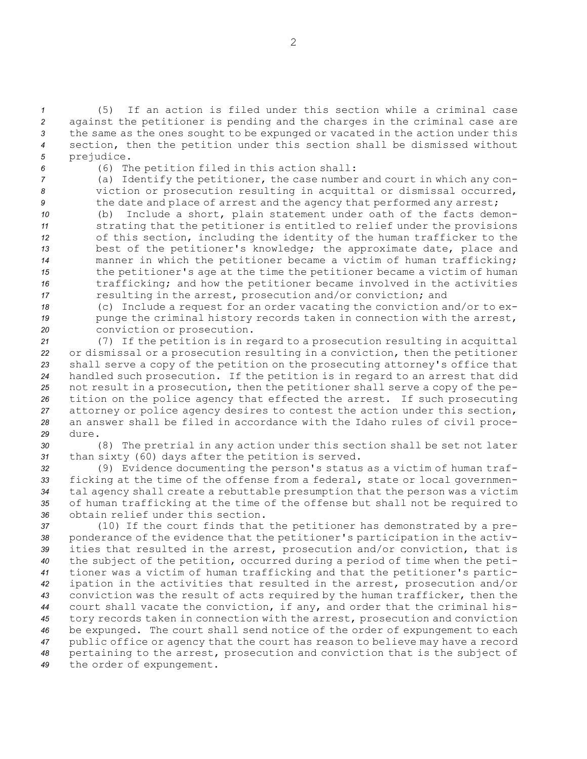(5) If an action is filed under this section while a criminal case against the petitioner is pending and the charges in the criminal case are the same as the ones sought to be expunged or vacated in the action under this section, then the petition under this section shall be dismissed without prejudice.

(6) The petition filed in this action shall:

(a) Identify the petitioner, the case number and court in which any conviction or prosecution resulting in acquittal or dismissal occurred, the date and place of arrest and the agency that performed any arrest;

(b) Include a short, plain statement under oath of the facts demonstrating that the petitioner is entitled to relief under the provisions of this section, including the identity of the human trafficker to the best of the petitioner's knowledge; the approximate date, place and manner in which the petitioner became a victim of human trafficking; the petitioner's age at the time the petitioner became a victim of human trafficking; and how the petitioner became involved in the activities resulting in the arrest, prosecution and/or conviction; and

(c) Include a request for an order vacating the conviction and/or to expunge the criminal history records taken in connection with the arrest, conviction or prosecution.

(7) If the petition is in regard to a prosecution resulting in acquittal or dismissal or a prosecution resulting in a conviction, then the petitioner shall serve a copy of the petition on the prosecuting attorney's office that handled such prosecution. If the petition is in regard to an arrest that did not result in a prosecution, then the petitioner shall serve a copy of the petition on the police agency that effected the arrest. If such prosecuting attorney or police agency desires to contest the action under this section, an answer shall be filed in accordance with the Idaho rules of civil procedure.

(8) The pretrial in any action under this section shall be set not later than sixty (60) days after the petition is served.

(9) Evidence documenting the person's status as a victim of human trafficking at the time of the offense from a federal, state or local governmental agency shall create a rebuttable presumption that the person was a victim of human trafficking at the time of the offense but shall not be required to obtain relief under this section.

(10) If the court finds that the petitioner has demonstrated by a preponderance of the evidence that the petitioner's participation in the activities that resulted in the arrest, prosecution and/or conviction, that is the subject of the petition, occurred during a period of time when the petitioner was a victim of human trafficking and that the petitioner's participation in the activities that resulted in the arrest, prosecution and/or conviction was the result of acts required by the human trafficker, then the court shall vacate the conviction, if any, and order that the criminal history records taken in connection with the arrest, prosecution and conviction be expunged. The court shall send notice of the order of expungement to each public office or agency that the court has reason to believe may have a record pertaining to the arrest, prosecution and conviction that is the subject of the order of expungement.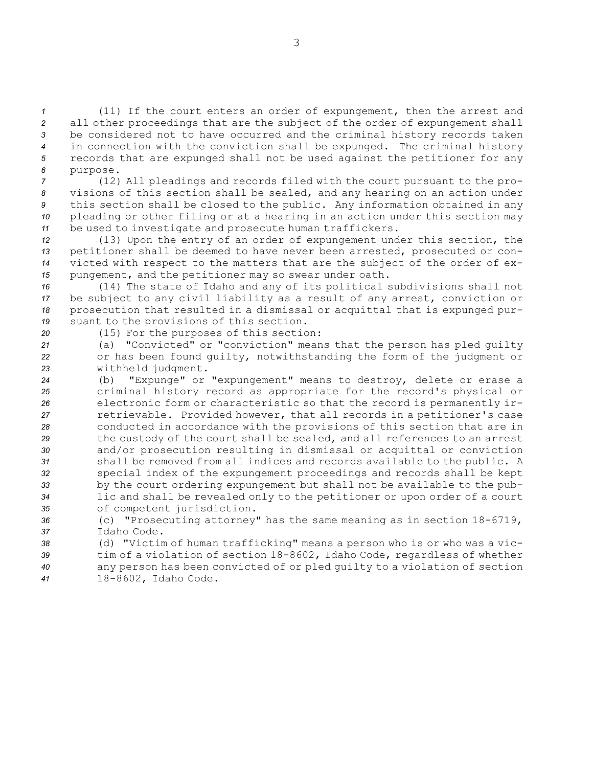(11) If the court enters an order of expungement, then the arrest and all other proceedings that are the subject of the order of expungement shall be considered not to have occurred and the criminal history records taken in connection with the conviction shall be expunged. The criminal history records that are expunged shall not be used against the petitioner for any purpose.

(12) All pleadings and records filed with the court pursuant to the provisions of this section shall be sealed, and any hearing on an action under this section shall be closed to the public. Any information obtained in any pleading or other filing or at a hearing in an action under this section may be used to investigate and prosecute human traffickers.

(13) Upon the entry of an order of expungement under this section, the petitioner shall be deemed to have never been arrested, prosecuted or convicted with respect to the matters that are the subject of the order of expungement, and the petitioner may so swear under oath.

(14) The state of Idaho and any of its political subdivisions shall not be subject to any civil liability as a result of any arrest, conviction or prosecution that resulted in a dismissal or acquittal that is expunged pursuant to the provisions of this section.

(15) For the purposes of this section:

(a) "Convicted" or "conviction" means that the person has pled guilty or has been found guilty, notwithstanding the form of the judgment or withheld judgment.

(b) "Expunge" or "expungement" means to destroy, delete or erase a criminal history record as appropriate for the record's physical or electronic form or characteristic so that the record is permanently irretrievable. Provided however, that all records in a petitioner's case conducted in accordance with the provisions of this section that are in the custody of the court shall be sealed, and all references to an arrest and/or prosecution resulting in dismissal or acquittal or conviction shall be removed from all indices and records available to the public. A special index of the expungement proceedings and records shall be kept by the court ordering expungement but shall not be available to the public and shall be revealed only to the petitioner or upon order of a court of competent jurisdiction.

(c) "Prosecuting attorney" has the same meaning as in section 18-6719, Idaho Code.

(d) "Victim of human trafficking" means a person who is or who was a victim of a violation of section 18-8602, Idaho Code, regardless of whether any person has been convicted of or pled guilty to a violation of section 18-8602, Idaho Code.